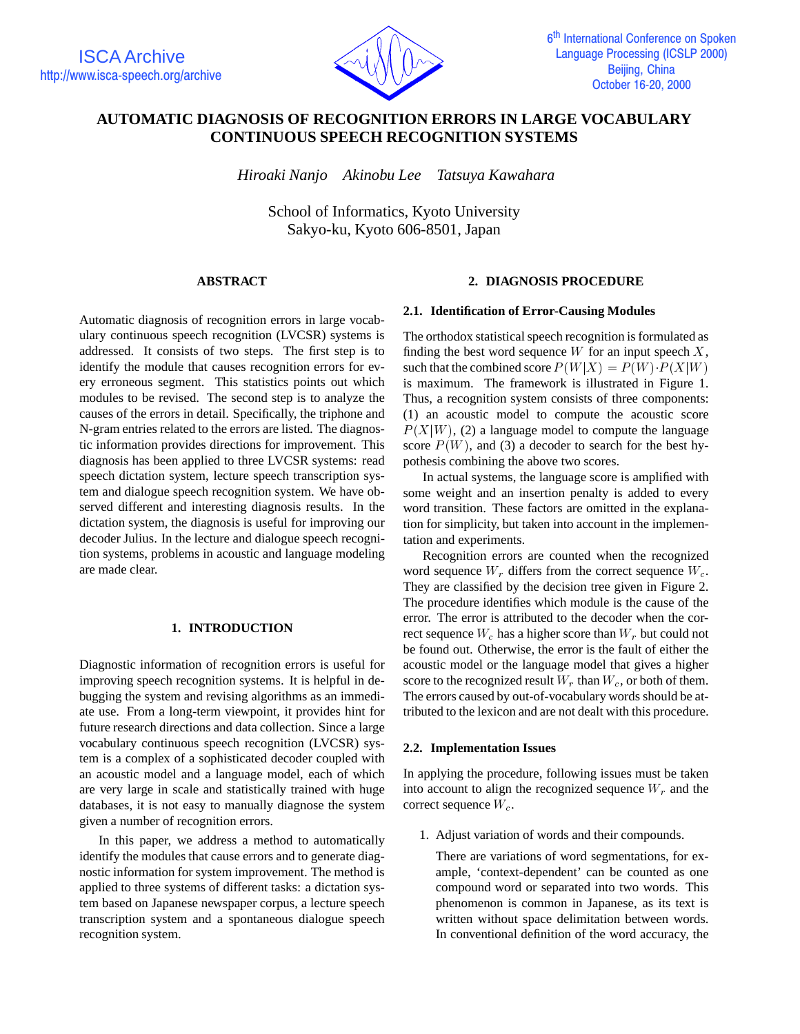# AUTOMATIC DIAGNOSIS OF RECOGNITION ERRORS IN LARGE VOCABULARY CONTINUOUS SPEECH RECOGNITION SYSTEMS

*Hiroaki Nanjo   Akinobu Lee   Tatsuya Kawahara*

School of Informatics, Kyoto University
Sakyo-ku, Kyoto 606-8501, Japan

## ABSTRACT

Automatic diagnosis of recognition errors in large vocabulary continuous speech recognition (LVCSR) systems is addressed. It consists of two steps. The first step is to identify the module that causes recognition errors for every erroneous segment. This statistics points out which modules to be revised. The second step is to analyze the causes of the errors in detail. Specifically, the triphone and N-gram entries related to the errors are listed. The diagnostic information provides directions for improvement. This diagnosis has been applied to three LVCSR systems: read speech dictation system, lecture speech transcription system and dialogue speech recognition system. We have observed different and interesting diagnosis results. In the dictation system, the diagnosis is useful for improving our decoder Julius. In the lecture and dialogue speech recognition systems, problems in acoustic and language modeling are made clear.

## 1. INTRODUCTION

Diagnostic information of recognition errors is useful for improving speech recognition systems. It is helpful in debugging the system and revising algorithms as an immediate use. From a long-term viewpoint, it provides hint for future research directions and data collection. Since a large vocabulary continuous speech recognition (LVCSR) system is a complex of a sophisticated decoder coupled with an acoustic model and a language model, each of which are very large in scale and statistically trained with huge databases, it is not easy to manually diagnose the system given a number of recognition errors.

In this paper, we address a method to automatically identify the modules that cause errors and to generate diagnostic information for system improvement. The method is applied to three systems of different tasks: a dictation system based on Japanese newspaper corpus, a lecture speech transcription system and a spontaneous dialogue speech recognition system.

## 2. DIAGNOSIS PROCEDURE

### 2.1. Identification of Error-Causing Modules

The orthodox statistical speech recognition is formulated as finding the best word sequence $W$ for an input speech $X$, such that the combined score $P(W|X) = P(W) \cdot P(X|W)$ is maximum. The framework is illustrated in Figure 1. Thus, a recognition system consists of three components: (1) an acoustic model to compute the acoustic score $P(X|W)$, (2) a language model to compute the language score $P(W)$, and (3) a decoder to search for the best hypothesis combining the above two scores.

In actual systems, the language score is amplified with some weight and an insertion penalty is added to every word transition. These factors are omitted in the explanation for simplicity, but taken into account in the implementation and experiments.

Recognition errors are counted when the recognized word sequence $W_r$ differs from the correct sequence $W_c$. They are classified by the decision tree given in Figure 2. The procedure identifies which module is the cause of the error. The error is attributed to the decoder when the correct sequence $W_c$ has a higher score than $W_r$ but could not be found out. Otherwise, the error is the fault of either the acoustic model or the language model that gives a higher score to the recognized result $W_r$ than $W_c$, or both of them. The errors caused by out-of-vocabulary words should be attributed to the lexicon and are not dealt with this procedure.

### 2.2. Implementation Issues

In applying the procedure, following issues must be taken into account to align the recognized sequence $W_r$ and the correct sequence $W_c$.

1. Adjust variation of words and their compounds.

   There are variations of word segmentations, for example, 'context-dependent' can be counted as one compound word or separated into two words. This phenomenon is common in Japanese, as its text is written without space delimitation between words. In conventional definition of the word accuracy, the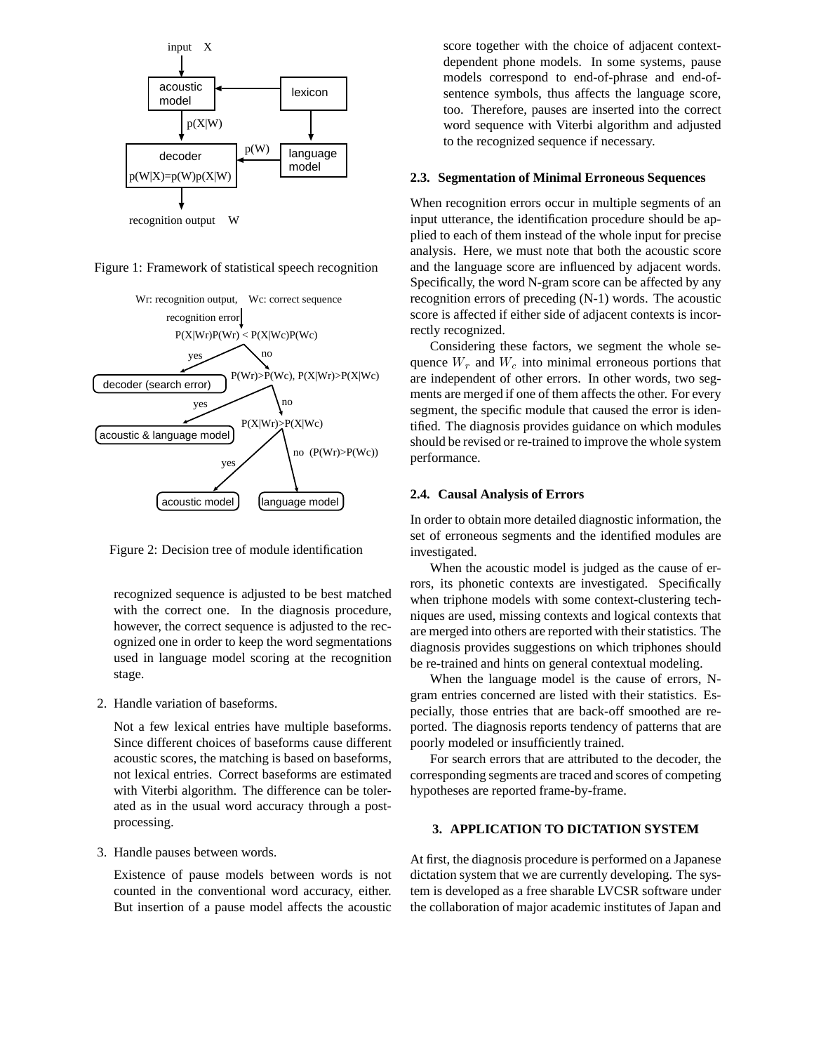Figure 1: Framework of statistical speech recognition

Figure 2: Decision tree of module identification

recognized sequence is adjusted to be best matched with the correct one. In the diagnosis procedure, however, the correct sequence is adjusted to the recognized one in order to keep the word segmentations used in language model scoring at the recognition stage.

2. Handle variation of baseforms.

   Not a few lexical entries have multiple baseforms. Since different choices of baseforms cause different acoustic scores, the matching is based on baseforms, not lexical entries. Correct baseforms are estimated with Viterbi algorithm. The difference can be tolerated as in the usual word accuracy through a post-processing.

3. Handle pauses between words.

   Existence of pause models between words is not counted in the conventional word accuracy, either. But insertion of a pause model affects the acoustic score together with the choice of adjacent context-dependent phone models. In some systems, pause models correspond to end-of-phrase and end-of-sentence symbols, thus affects the language score, too. Therefore, pauses are inserted into the correct word sequence with Viterbi algorithm and adjusted to the recognized sequence if necessary.

### 2.3. Segmentation of Minimal Erroneous Sequences

When recognition errors occur in multiple segments of an input utterance, the identification procedure should be applied to each of them instead of the whole input for precise analysis. Here, we must note that both the acoustic score and the language score are influenced by adjacent words. Specifically, the word N-gram score can be affected by any recognition errors of preceding (N-1) words. The acoustic score is affected if either side of adjacent contexts is incorrectly recognized.

Considering these factors, we segment the whole sequence $W_r$ and $W_c$ into minimal erroneous portions that are independent of other errors. In other words, two segments are merged if one of them affects the other. For every segment, the specific module that caused the error is identified. The diagnosis provides guidance on which modules should be revised or re-trained to improve the whole system performance.

### 2.4. Causal Analysis of Errors

In order to obtain more detailed diagnostic information, the set of erroneous segments and the identified modules are investigated.

When the acoustic model is judged as the cause of errors, its phonetic contexts are investigated. Specifically when triphone models with some context-clustering techniques are used, missing contexts and logical contexts that are merged into others are reported with their statistics. The diagnosis provides suggestions on which triphones should be re-trained and hints on general contextual modeling.

When the language model is the cause of errors, N-gram entries concerned are listed with their statistics. Especially, those entries that are back-off smoothed are reported. The diagnosis reports tendency of patterns that are poorly modeled or insufficiently trained.

For search errors that are attributed to the decoder, the corresponding segments are traced and scores of competing hypotheses are reported frame-by-frame.

## 3. APPLICATION TO DICTATION SYSTEM

At first, the diagnosis procedure is performed on a Japanese dictation system that we are currently developing. The system is developed as a free sharable LVCSR software under the collaboration of major academic institutes of Japan and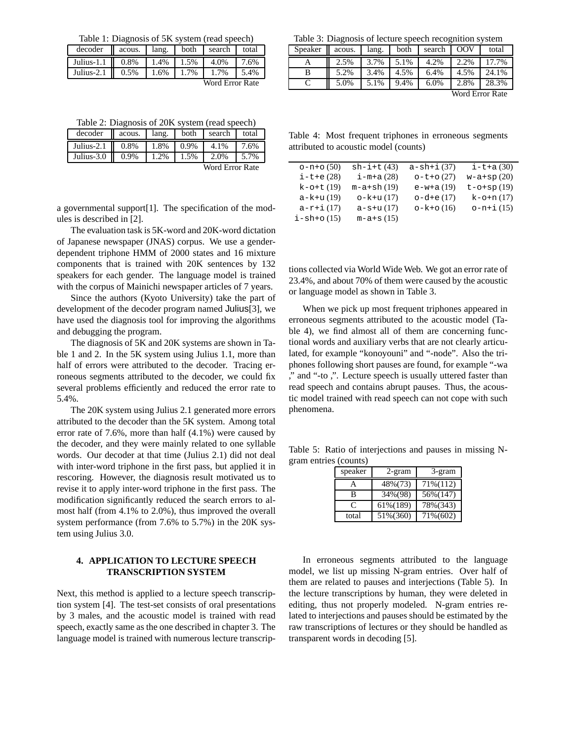Table 1: Diagnosis of 5K system (read speech)

| decoder | acous. | lang. | both | search | total |
|---|---|---|---|---|---|
| Julius-1.1 | 0.8% | 1.4% | 1.5% | 4.0% | 7.6% |
| Julius-2.1 | 0.5% | 1.6% | 1.7% | 1.7% | 5.4% |

Word Error Rate

Table 2: Diagnosis of 20K system (read speech)

| decoder | acous. | lang. | both | search | total |
|---|---|---|---|---|---|
| Julius-2.1 | 0.8% | 1.8% | 0.9% | 4.1% | 7.6% |
| Julius-3.0 | 0.9% | 1.2% | 1.5% | 2.0% | 5.7% |

Word Error Rate

a governmental support[1]. The specification of the modules is described in [2].

The evaluation task is 5K-word and 20K-word dictation of Japanese newspaper (JNAS) corpus. We use a gender-dependent triphone HMM of 2000 states and 16 mixture components that is trained with 20K sentences by 132 speakers for each gender. The language model is trained with the corpus of Mainichi newspaper articles of 7 years.

Since the authors (Kyoto University) take the part of development of the decoder program named Julius[3], we have used the diagnosis tool for improving the algorithms and debugging the program.

The diagnosis of 5K and 20K systems are shown in Table 1 and 2. In the 5K system using Julius 1.1, more than half of errors were attributed to the decoder. Tracing erroneous segments attributed to the decoder, we could fix several problems efficiently and reduced the error rate to 5.4%.

The 20K system using Julius 2.1 generated more errors attributed to the decoder than the 5K system. Among total error rate of 7.6%, more than half (4.1%) were caused by the decoder, and they were mainly related to one syllable words. Our decoder at that time (Julius 2.1) did not deal with inter-word triphone in the first pass, but applied it in rescoring. However, the diagnosis result motivated us to revise it to apply inter-word triphone in the first pass. The modification significantly reduced the search errors to almost half (from 4.1% to 2.0%), thus improved the overall system performance (from 7.6% to 5.7%) in the 20K system using Julius 3.0.

## 4. APPLICATION TO LECTURE SPEECH TRANSCRIPTION SYSTEM

Next, this method is applied to a lecture speech transcription system [4]. The test-set consists of oral presentations by 3 males, and the acoustic model is trained with read speech, exactly same as the one described in chapter 3. The language model is trained with numerous lecture transcriptions collected via World Wide Web. We got an error rate of 23.4%, and about 70% of them were caused by the acoustic or language model as shown in Table 3.

Table 3: Diagnosis of lecture speech recognition system

| Speaker | acous. | lang. | both | search | OOV | total |
|---|---|---|---|---|---|---|
| A | 2.5% | 3.7% | 5.1% | 4.2% | 2.2% | 17.7% |
| B | 5.2% | 3.4% | 4.5% | 6.4% | 4.5% | 24.1% |
| C | 5.0% | 5.1% | 9.4% | 6.0% | 2.8% | 28.3% |

Word Error Rate

When we pick up most frequent triphones appeared in erroneous segments attributed to the acoustic model (Table 4), we find almost all of them are concerning functional words and auxiliary verbs that are not clearly articulated, for example "konoyouni" and "-node". Also the triphones following short pauses are found, for example "-wa ," and "-to ,". Lecture speech is usually uttered faster than read speech and contains abrupt pauses. Thus, the acoustic model trained with read speech can not cope with such phenomena.

Table 4: Most frequent triphones in erroneous segments attributed to acoustic model (counts)

| | | | |
|---|---|---|---|
| o-n+o (50) | sh-i+t (43) | a-sh+i (37) | i-t+a (30) |
| i-t+e (28) | i-m+a (28) | o-t+o (27) | w-a+sp (20) |
| k-o+t (19) | m-a+sh (19) | e-w+a (19) | t-o+sp (19) |
| a-k+u (19) | o-k+u (17) | o-d+e (17) | k-o+n (17) |
| a-r+i (17) | a-s+u (17) | o-k+o (16) | o-n+i (15) |
| i-sh+o (15) | m-a+s (15) | | |

Table 5: Ratio of interjections and pauses in missing N-gram entries (counts)

| speaker | 2-gram | 3-gram |
|---|---|---|
| A | 48%(73) | 71%(112) |
| B | 34%(98) | 56%(147) |
| C | 61%(189) | 78%(343) |
| total | 51%(360) | 71%(602) |

In erroneous segments attributed to the language model, we list up missing N-gram entries. Over half of them are related to pauses and interjections (Table 5). In the lecture transcriptions by human, they were deleted in editing, thus not properly modeled. N-gram entries related to interjections and pauses should be estimated by the raw transcriptions of lectures or they should be handled as transparent words in decoding [5].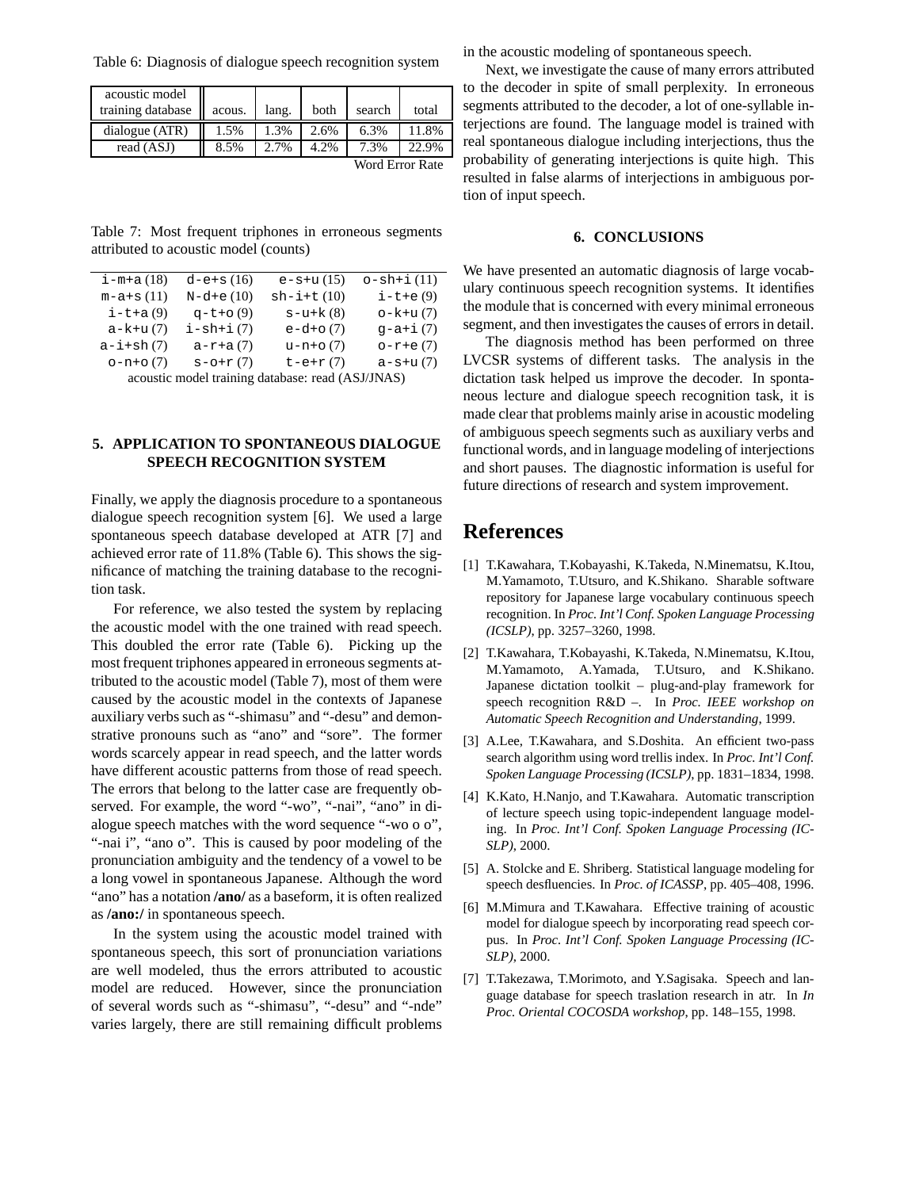Table 6: Diagnosis of dialogue speech recognition system

| acoustic model training database | acous. | lang. | both | search | total |
|---|---|---|---|---|---|
| dialogue (ATR) | 1.5% | 1.3% | 2.6% | 6.3% | 11.8% |
| read (ASJ) | 8.5% | 2.7% | 4.2% | 7.3% | 22.9% |

Word Error Rate

Table 7: Most frequent triphones in erroneous segments attributed to acoustic model (counts)

| | | | |
|---|---|---|---|
| i-m+a (18) | d-e+s (16) | e-s+u (15) | o-sh+i (11) |
| m-a+s (11) | N-d+e (10) | sh-i+t (10) | i-t+e (9) |
| i-t+a (9) | q-t+o (9) | s-u+k (8) | o-k+u (7) |
| a-k+u (7) | i-sh+i (7) | e-d+o (7) | g-a+i (7) |
| a-i+sh (7) | a-r+a (7) | u-n+o (7) | o-r+e (7) |
| o-n+o (7) | s-o+r (7) | t-e+r (7) | a-s+u (7) |

acoustic model training database: read (ASJ/JNAS)

## 5. APPLICATION TO SPONTANEOUS DIALOGUE SPEECH RECOGNITION SYSTEM

Finally, we apply the diagnosis procedure to a spontaneous dialogue speech recognition system [6]. We used a large spontaneous speech database developed at ATR [7] and achieved error rate of 11.8% (Table 6). This shows the significance of matching the training database to the recognition task.

For reference, we also tested the system by replacing the acoustic model with the one trained with read speech. This doubled the error rate (Table 6). Picking up the most frequent triphones appeared in erroneous segments attributed to the acoustic model (Table 7), most of them were caused by the acoustic model in the contexts of Japanese auxiliary verbs such as "-shimasu" and "-desu" and demonstrative pronouns such as "ano" and "sore". The former words scarcely appear in read speech, and the latter words have different acoustic patterns from those of read speech. The errors that belong to the latter case are frequently observed. For example, the word "-wo", "-nai", "ano" in dialogue speech matches with the word sequence "-wo o o", "-nai i", "ano o". This is caused by poor modeling of the pronunciation ambiguity and the tendency of a vowel to be a long vowel in spontaneous Japanese. Although the word "ano" has a notation **/ano/** as a baseform, it is often realized as **/ano:/** in spontaneous speech.

In the system using the acoustic model trained with spontaneous speech, this sort of pronunciation variations are well modeled, thus the errors attributed to acoustic model are reduced. However, since the pronunciation of several words such as "-shimasu", "-desu" and "-nde" varies largely, there are still remaining difficult problems in the acoustic modeling of spontaneous speech.

Next, we investigate the cause of many errors attributed to the decoder in spite of small perplexity. In erroneous segments attributed to the decoder, a lot of one-syllable interjections are found. The language model is trained with real spontaneous dialogue including interjections, thus the probability of generating interjections is quite high. This resulted in false alarms of interjections in ambiguous portion of input speech.

## 6. CONCLUSIONS

We have presented an automatic diagnosis of large vocabulary continuous speech recognition systems. It identifies the module that is concerned with every minimal erroneous segment, and then investigates the causes of errors in detail.

The diagnosis method has been performed on three LVCSR systems of different tasks. The analysis in the dictation task helped us improve the decoder. In spontaneous lecture and dialogue speech recognition task, it is made clear that problems mainly arise in acoustic modeling of ambiguous speech segments such as auxiliary verbs and functional words, and in language modeling of interjections and short pauses. The diagnostic information is useful for future directions of research and system improvement.

# References

[1] T.Kawahara, T.Kobayashi, K.Takeda, N.Minematsu, K.Itou, M.Yamamoto, T.Utsuro, and K.Shikano. Sharable software repository for Japanese large vocabulary continuous speech recognition. In *Proc. Int'l Conf. Spoken Language Processing (ICSLP)*, pp. 3257–3260, 1998.

[2] T.Kawahara, T.Kobayashi, K.Takeda, N.Minematsu, K.Itou, M.Yamamoto, A.Yamada, T.Utsuro, and K.Shikano. Japanese dictation toolkit – plug-and-play framework for speech recognition R&D –. In *Proc. IEEE workshop on Automatic Speech Recognition and Understanding*, 1999.

[3] A.Lee, T.Kawahara, and S.Doshita. An efficient two-pass search algorithm using word trellis index. In *Proc. Int'l Conf. Spoken Language Processing (ICSLP)*, pp. 1831–1834, 1998.

[4] K.Kato, H.Nanjo, and T.Kawahara. Automatic transcription of lecture speech using topic-independent language modeling. In *Proc. Int'l Conf. Spoken Language Processing (ICSLP)*, 2000.

[5] A. Stolcke and E. Shriberg. Statistical language modeling for speech desfluencies. In *Proc. of ICASSP*, pp. 405–408, 1996.

[6] M.Mimura and T.Kawahara. Effective training of acoustic model for dialogue speech by incorporating read speech corpus. In *Proc. Int'l Conf. Spoken Language Processing (ICSLP)*, 2000.

[7] T.Takezawa, T.Morimoto, and Y.Sagisaka. Speech and language database for speech traslation research in atr. In *In Proc. Oriental COCOSDA workshop*, pp. 148–155, 1998.